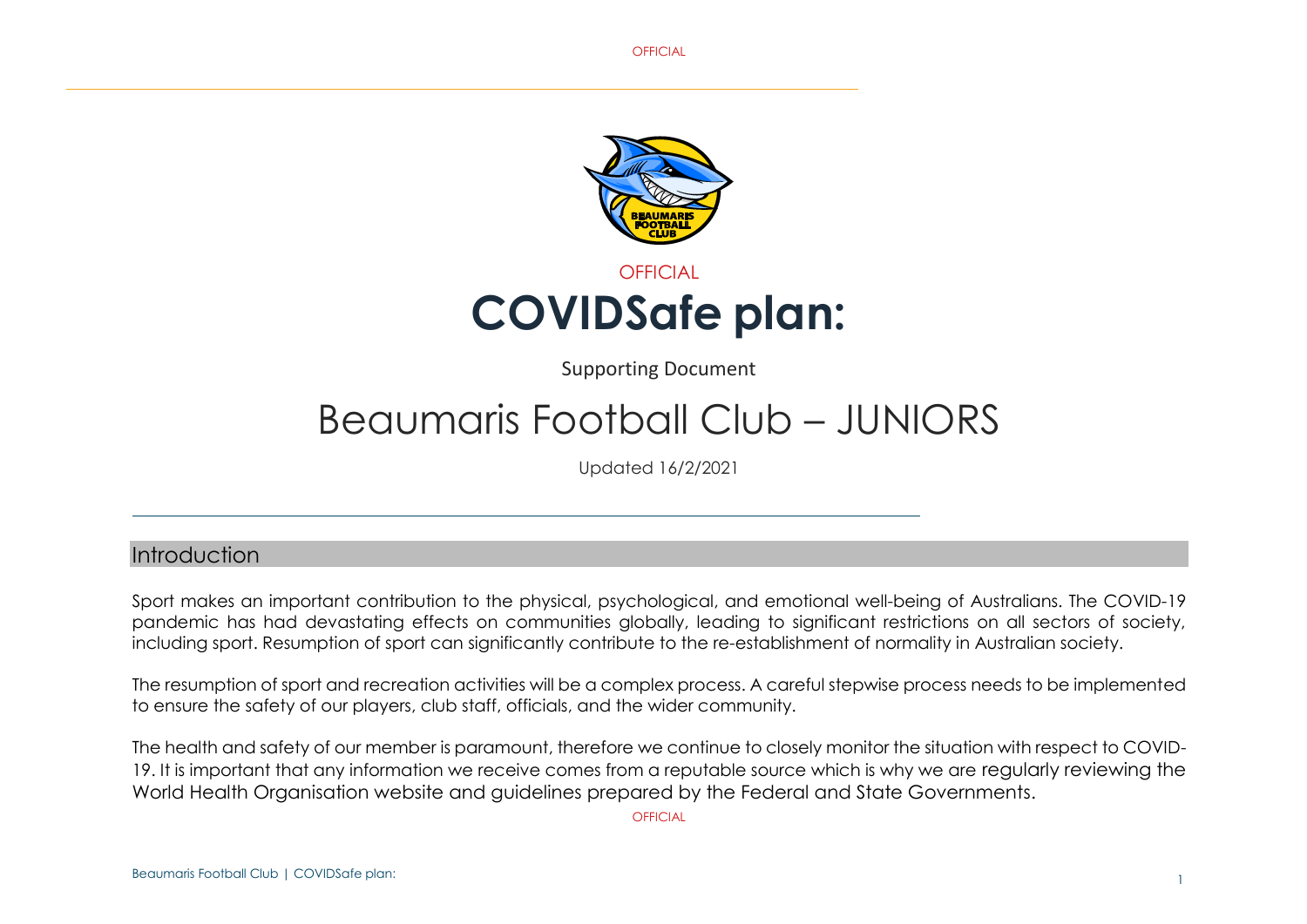OFFICIAL

# COVIDSafe plan:

Supporting Document

# Beaumaris Football Club – JUNIORS

Updated 16/2/2021

## Introduction

Sport makes an important contribution to the physical, psychological, and emotional well-being of Australians. The COVID-19 pandemic has had devastating effects on communities globally, leading to significant restrictions on all sectors of society, including sport. Resumption of sport can significantly contribute to the re-establishment of normality in Australian society.

The resumption of sport and recreation activities will be a complex process. A careful stepwise process needs to be implemented to ensure the safety of our players, club staff, officials, and the wider community.

The health and safety of our member is paramount, therefore we continue to closely monitor the situation with respect to COVID-19. It is important that any information we receive comes from a reputable source which is why we are regularly reviewing the World Health Organisation website and guidelines prepared by the Federal and State Governments.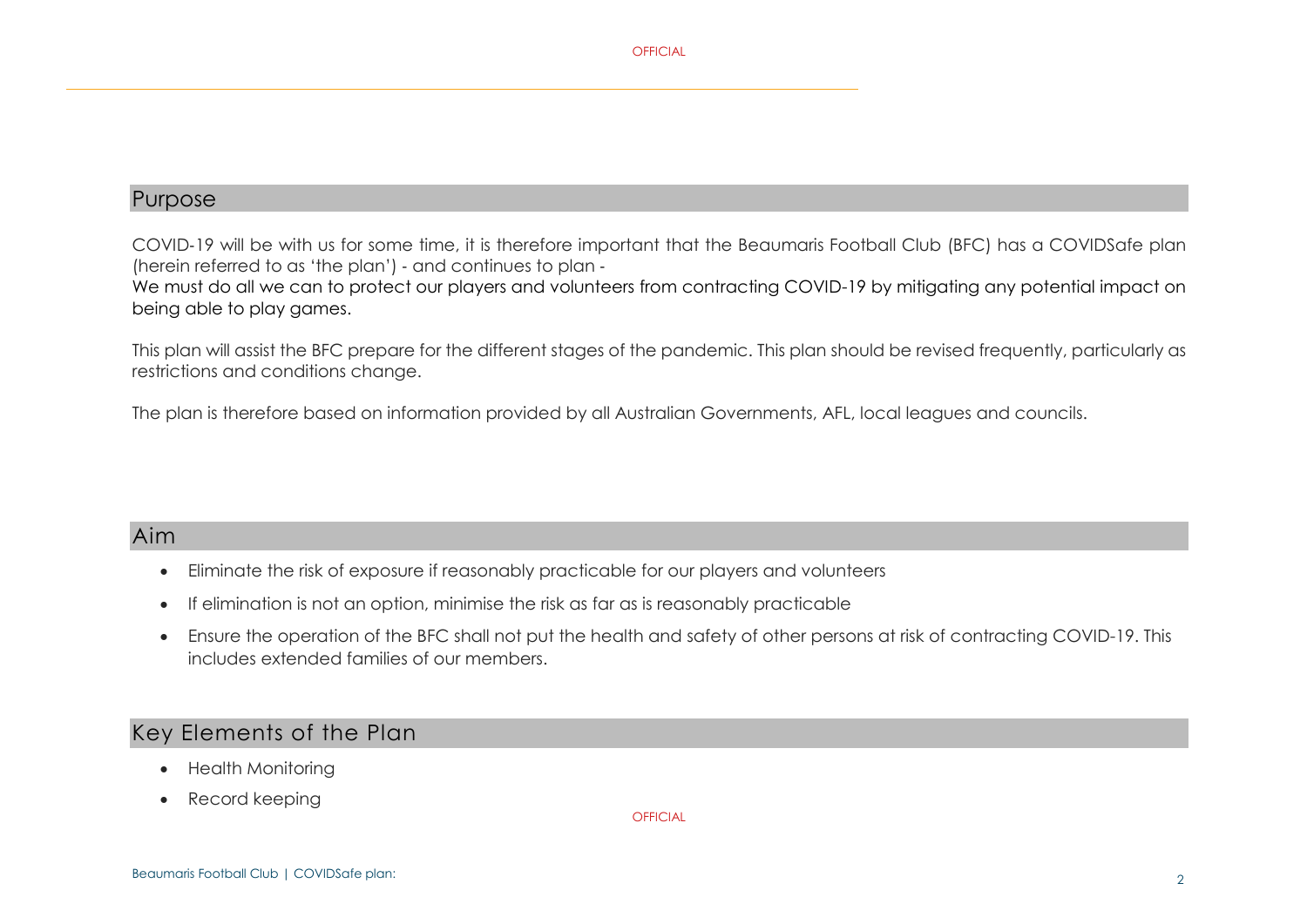## Purpose

COVID-19 will be with us for some time, it is therefore important that the Beaumaris Football Club (BFC) has a COVIDSafe plan (herein referred to as 'the plan') - and continues to plan -
We must do all we can to protect our players and volunteers from contracting COVID-19 by mitigating any potential impact on being able to play games.

This plan will assist the BFC prepare for the different stages of the pandemic. This plan should be revised frequently, particularly as restrictions and conditions change.

The plan is therefore based on information provided by all Australian Governments, AFL, local leagues and councils.

## Aim

- Eliminate the risk of exposure if reasonably practicable for our players and volunteers
- If elimination is not an option, minimise the risk as far as is reasonably practicable
- Ensure the operation of the BFC shall not put the health and safety of other persons at risk of contracting COVID-19. This includes extended families of our members.

## Key Elements of the Plan

- Health Monitoring
- Record keeping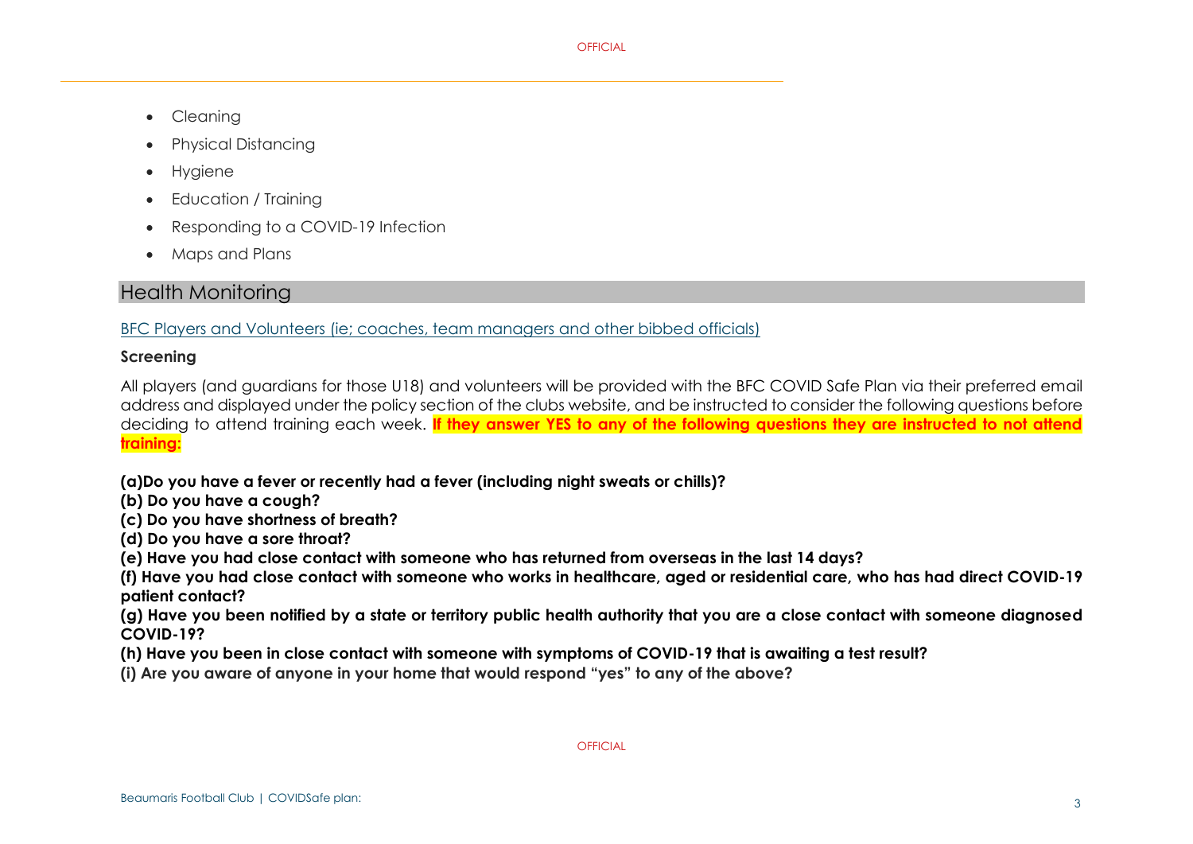- Cleaning
- Physical Distancing
- Hygiene
- Education / Training
- Responding to a COVID-19 Infection
- Maps and Plans

## Health Monitoring

BFC Players and Volunteers (ie; coaches, team managers and other bibbed officials)

**Screening**

All players (and guardians for those U18) and volunteers will be provided with the BFC COVID Safe Plan via their preferred email address and displayed under the policy section of the clubs website, and be instructed to consider the following questions before deciding to attend training each week. **If they answer YES to any of the following questions they are instructed to not attend training:**

**(a)Do you have a fever or recently had a fever (including night sweats or chills)?**
**(b) Do you have a cough?**
**(c) Do you have shortness of breath?**
**(d) Do you have a sore throat?**
**(e) Have you had close contact with someone who has returned from overseas in the last 14 days?**
**(f) Have you had close contact with someone who works in healthcare, aged or residential care, who has had direct COVID-19 patient contact?**
**(g) Have you been notified by a state or territory public health authority that you are a close contact with someone diagnosed COVID-19?**
**(h) Have you been in close contact with someone with symptoms of COVID-19 that is awaiting a test result?**
**(i) Are you aware of anyone in your home that would respond "yes" to any of the above?**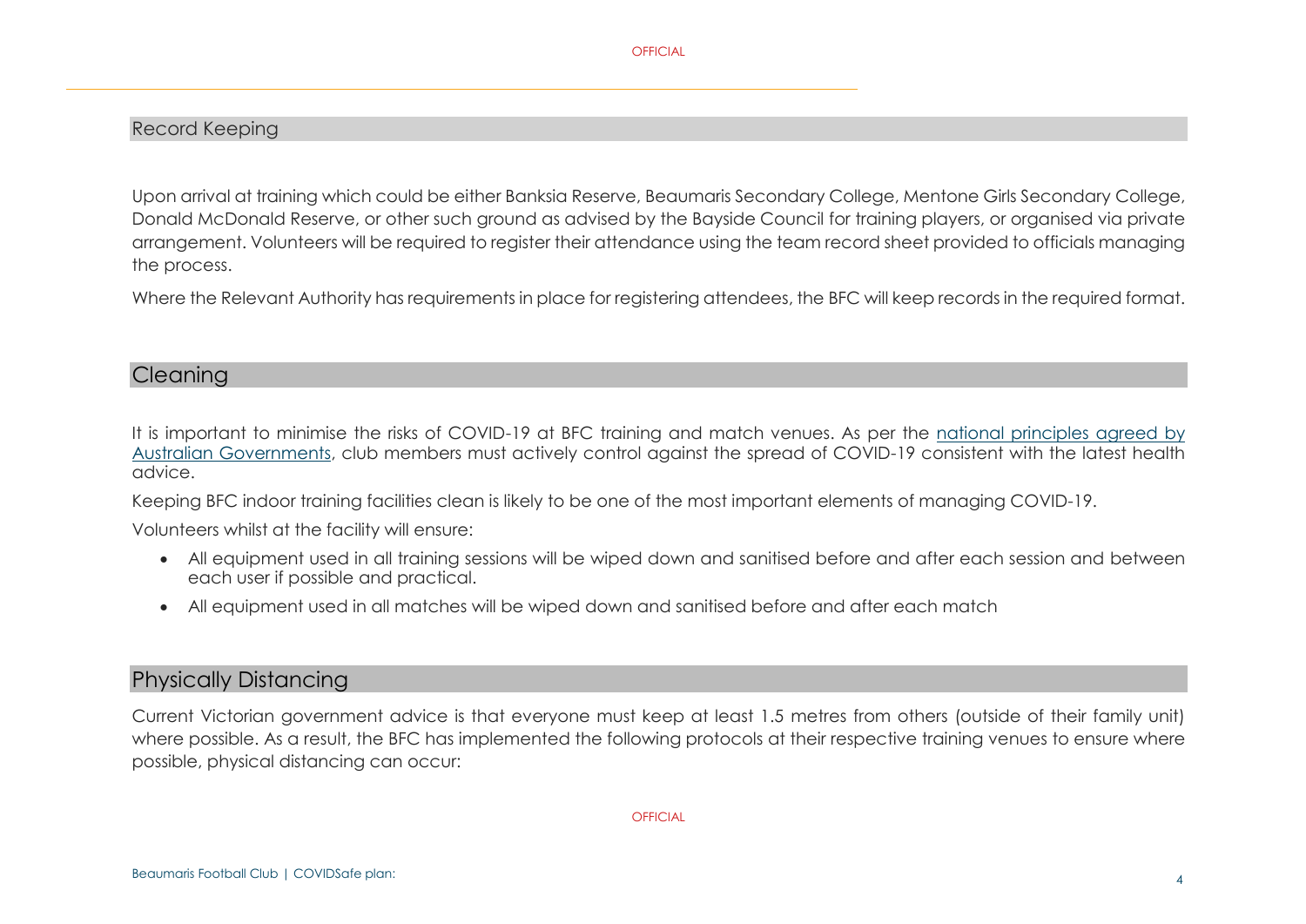## Record Keeping

Upon arrival at training which could be either Banksia Reserve, Beaumaris Secondary College, Mentone Girls Secondary College, Donald McDonald Reserve, or other such ground as advised by the Bayside Council for training players, or organised via private arrangement. Volunteers will be required to register their attendance using the team record sheet provided to officials managing the process.

Where the Relevant Authority has requirements in place for registering attendees, the BFC will keep records in the required format.

## Cleaning

It is important to minimise the risks of COVID-19 at BFC training and match venues. As per the national principles agreed by Australian Governments, club members must actively control against the spread of COVID-19 consistent with the latest health advice.

Keeping BFC indoor training facilities clean is likely to be one of the most important elements of managing COVID-19.

Volunteers whilst at the facility will ensure:

- All equipment used in all training sessions will be wiped down and sanitised before and after each session and between each user if possible and practical.
- All equipment used in all matches will be wiped down and sanitised before and after each match

## Physically Distancing

Current Victorian government advice is that everyone must keep at least 1.5 metres from others (outside of their family unit) where possible. As a result, the BFC has implemented the following protocols at their respective training venues to ensure where possible, physical distancing can occur: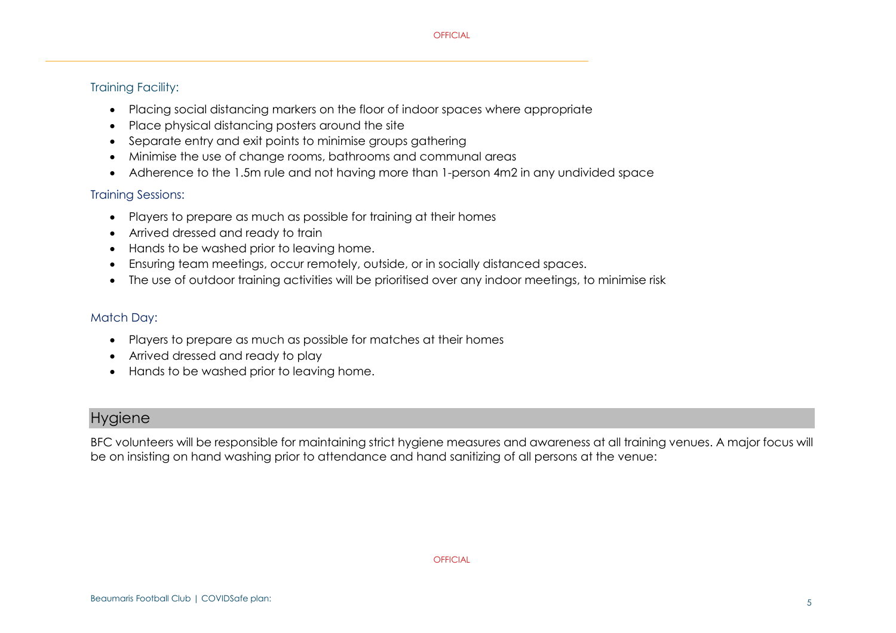### Training Facility:

- Placing social distancing markers on the floor of indoor spaces where appropriate
- Place physical distancing posters around the site
- Separate entry and exit points to minimise groups gathering
- Minimise the use of change rooms, bathrooms and communal areas
- Adherence to the 1.5m rule and not having more than 1-person 4m2 in any undivided space

### Training Sessions:

- Players to prepare as much as possible for training at their homes
- Arrived dressed and ready to train
- Hands to be washed prior to leaving home.
- Ensuring team meetings, occur remotely, outside, or in socially distanced spaces.
- The use of outdoor training activities will be prioritised over any indoor meetings, to minimise risk

### Match Day:

- Players to prepare as much as possible for matches at their homes
- Arrived dressed and ready to play
- Hands to be washed prior to leaving home.

## Hygiene

BFC volunteers will be responsible for maintaining strict hygiene measures and awareness at all training venues. A major focus will be on insisting on hand washing prior to attendance and hand sanitizing of all persons at the venue: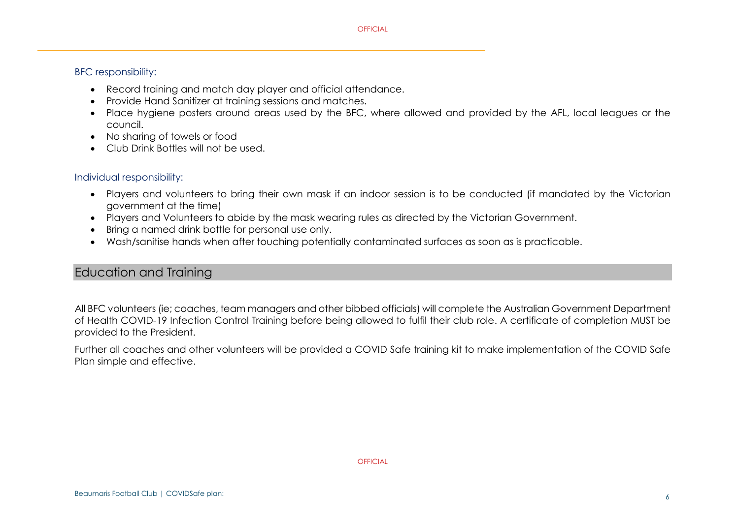### BFC responsibility:

- Record training and match day player and official attendance.
- Provide Hand Sanitizer at training sessions and matches.
- Place hygiene posters around areas used by the BFC, where allowed and provided by the AFL, local leagues or the council.
- No sharing of towels or food
- Club Drink Bottles will not be used.

### Individual responsibility:

- Players and volunteers to bring their own mask if an indoor session is to be conducted (if mandated by the Victorian government at the time)
- Players and Volunteers to abide by the mask wearing rules as directed by the Victorian Government.
- Bring a named drink bottle for personal use only.
- Wash/sanitise hands when after touching potentially contaminated surfaces as soon as is practicable.

## Education and Training

All BFC volunteers (ie; coaches, team managers and other bibbed officials) will complete the Australian Government Department of Health COVID-19 Infection Control Training before being allowed to fulfil their club role. A certificate of completion MUST be provided to the President.

Further all coaches and other volunteers will be provided a COVID Safe training kit to make implementation of the COVID Safe Plan simple and effective.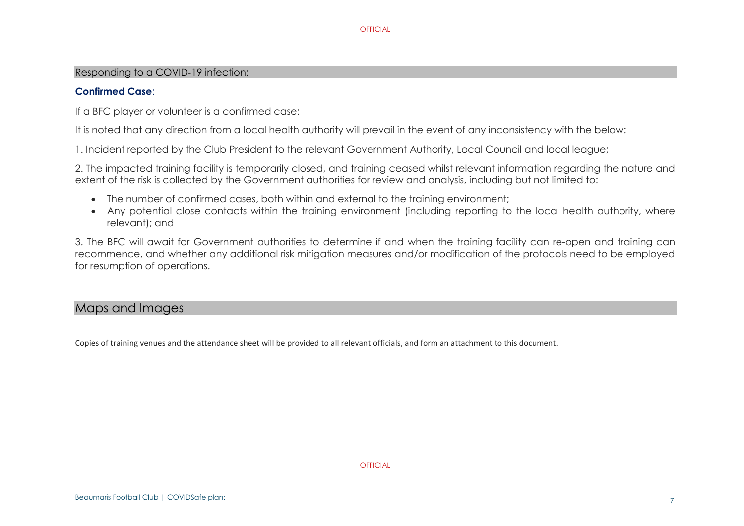## Responding to a COVID-19 infection:

### Confirmed Case:

If a BFC player or volunteer is a confirmed case:

It is noted that any direction from a local health authority will prevail in the event of any inconsistency with the below:

1. Incident reported by the Club President to the relevant Government Authority, Local Council and local league;

2. The impacted training facility is temporarily closed, and training ceased whilst relevant information regarding the nature and extent of the risk is collected by the Government authorities for review and analysis, including but not limited to:

- The number of confirmed cases, both within and external to the training environment;
- Any potential close contacts within the training environment (including reporting to the local health authority, where relevant); and

3. The BFC will await for Government authorities to determine if and when the training facility can re-open and training can recommence, and whether any additional risk mitigation measures and/or modification of the protocols need to be employed for resumption of operations.

## Maps and Images

Copies of training venues and the attendance sheet will be provided to all relevant officials, and form an attachment to this document.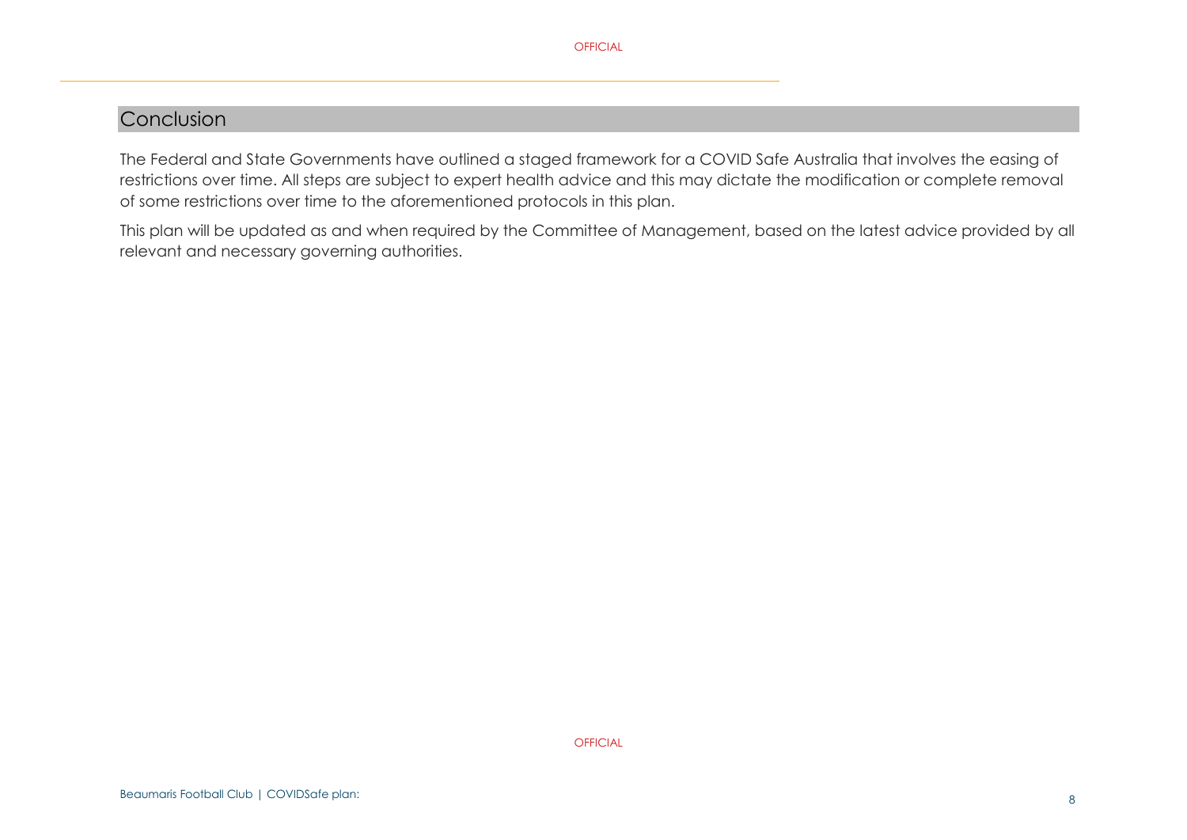## Conclusion

The Federal and State Governments have outlined a staged framework for a COVID Safe Australia that involves the easing of restrictions over time. All steps are subject to expert health advice and this may dictate the modification or complete removal of some restrictions over time to the aforementioned protocols in this plan.

This plan will be updated as and when required by the Committee of Management, based on the latest advice provided by all relevant and necessary governing authorities.